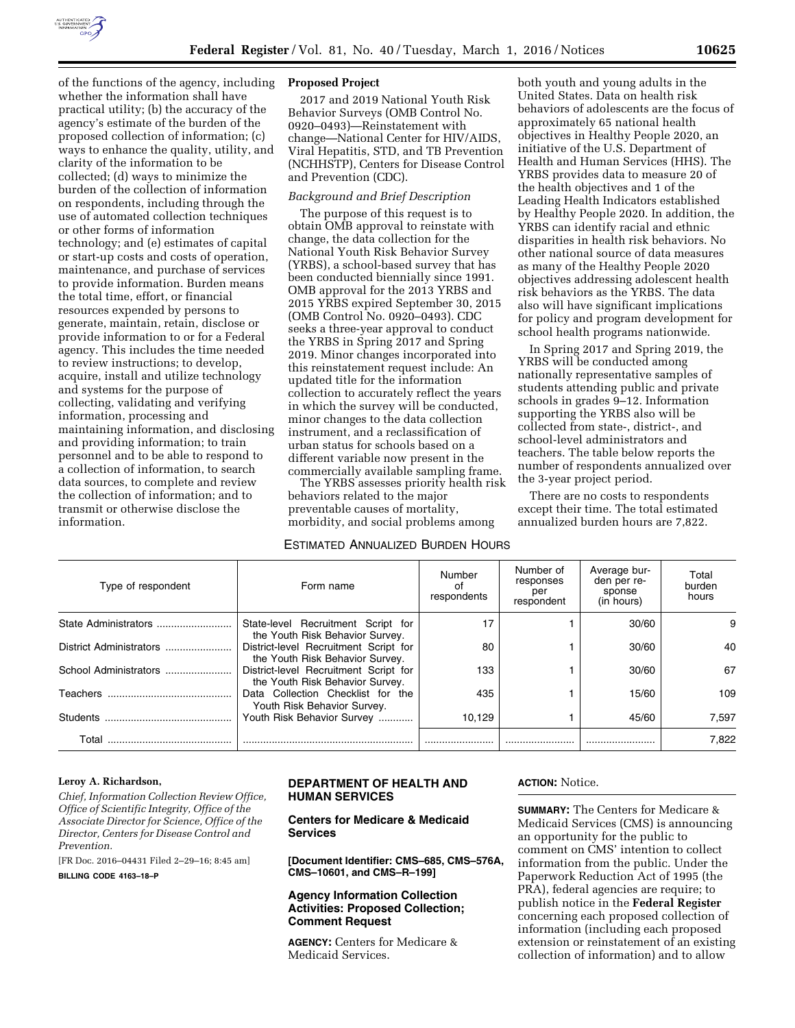of the functions of the agency, including whether the information shall have practical utility; (b) the accuracy of the agency's estimate of the burden of the proposed collection of information; (c) ways to enhance the quality, utility, and clarity of the information to be collected; (d) ways to minimize the burden of the collection of information on respondents, including through the use of automated collection techniques or other forms of information technology; and (e) estimates of capital or start-up costs and costs of operation, maintenance, and purchase of services to provide information. Burden means the total time, effort, or financial resources expended by persons to generate, maintain, retain, disclose or provide information to or for a Federal agency. This includes the time needed to review instructions; to develop, acquire, install and utilize technology and systems for the purpose of collecting, validating and verifying information, processing and maintaining information, and disclosing and providing information; to train personnel and to be able to respond to a collection of information, to search data sources, to complete and review the collection of information; and to transmit or otherwise disclose the information.

**Proposed Project**

2017 and 2019 National Youth Risk Behavior Surveys (OMB Control No. 0920–0493)—Reinstatement with change—National Center for HIV/AIDS, Viral Hepatitis, STD, and TB Prevention (NCHHSTP), Centers for Disease Control and Prevention (CDC).

*Background and Brief Description*

The purpose of this request is to obtain OMB approval to reinstate with change, the data collection for the National Youth Risk Behavior Survey (YRBS), a school-based survey that has been conducted biennially since 1991. OMB approval for the 2013 YRBS and 2015 YRBS expired September 30, 2015 (OMB Control No. 0920–0493). CDC seeks a three-year approval to conduct the YRBS in Spring 2017 and Spring 2019. Minor changes incorporated into this reinstatement request include: An updated title for the information collection to accurately reflect the years in which the survey will be conducted, minor changes to the data collection instrument, and a reclassification of urban status for schools based on a different variable now present in the commercially available sampling frame.

The YRBS assesses priority health risk behaviors related to the major preventable causes of mortality, morbidity, and social problems among both youth and young adults in the United States. Data on health risk behaviors of adolescents are the focus of approximately 65 national health objectives in Healthy People 2020, an initiative of the U.S. Department of Health and Human Services (HHS). The YRBS provides data to measure 20 of the health objectives and 1 of the Leading Health Indicators established by Healthy People 2020. In addition, the YRBS can identify racial and ethnic disparities in health risk behaviors. No other national source of data measures as many of the Healthy People 2020 objectives addressing adolescent health risk behaviors as the YRBS. The data also will have significant implications for policy and program development for school health programs nationwide.

In Spring 2017 and Spring 2019, the YRBS will be conducted among nationally representative samples of students attending public and private schools in grades 9–12. Information supporting the YRBS also will be collected from state-, district-, and school-level administrators and teachers. The table below reports the number of respondents annualized over the 3-year project period.

There are no costs to respondents except their time. The total estimated annualized burden hours are 7,822.

ESTIMATED ANNUALIZED BURDEN HOURS

| Type of respondent | Form name | Number of respondents | Number of responses per respondent | Average burden per response (in hours) | Total burden hours |
|---|---|---|---|---|---|
| State Administrators | State-level Recruitment Script for the Youth Risk Behavior Survey. | 17 | 1 | 30/60 | 9 |
| District Administrators | District-level Recruitment Script for the Youth Risk Behavior Survey. | 80 | 1 | 30/60 | 40 |
| School Administrators | District-level Recruitment Script for the Youth Risk Behavior Survey. | 133 | 1 | 30/60 | 67 |
| Teachers | Data Collection Checklist for the Youth Risk Behavior Survey. | 435 | 1 | 15/60 | 109 |
| Students | Youth Risk Behavior Survey | 10,129 | 1 | 45/60 | 7,597 |
| Total | | | | | 7,822 |

**Leroy A. Richardson,**

*Chief, Information Collection Review Office, Office of Scientific Integrity, Office of the Associate Director for Science, Office of the Director, Centers for Disease Control and Prevention.*

[FR Doc. 2016–04431 Filed 2–29–16; 8:45 am]

**BILLING CODE 4163–18–P**

## DEPARTMENT OF HEALTH AND HUMAN SERVICES

## Centers for Medicare & Medicaid Services

**[Document Identifier: CMS–685, CMS–576A, CMS–10601, and CMS–R–199]**

## Agency Information Collection Activities: Proposed Collection; Comment Request

**AGENCY:** Centers for Medicare & Medicaid Services.

**ACTION:** Notice.

**SUMMARY:** The Centers for Medicare & Medicaid Services (CMS) is announcing an opportunity for the public to comment on CMS' intention to collect information from the public. Under the Paperwork Reduction Act of 1995 (the PRA), federal agencies are require; to publish notice in the **Federal Register** concerning each proposed collection of information (including each proposed extension or reinstatement of an existing collection of information) and to allow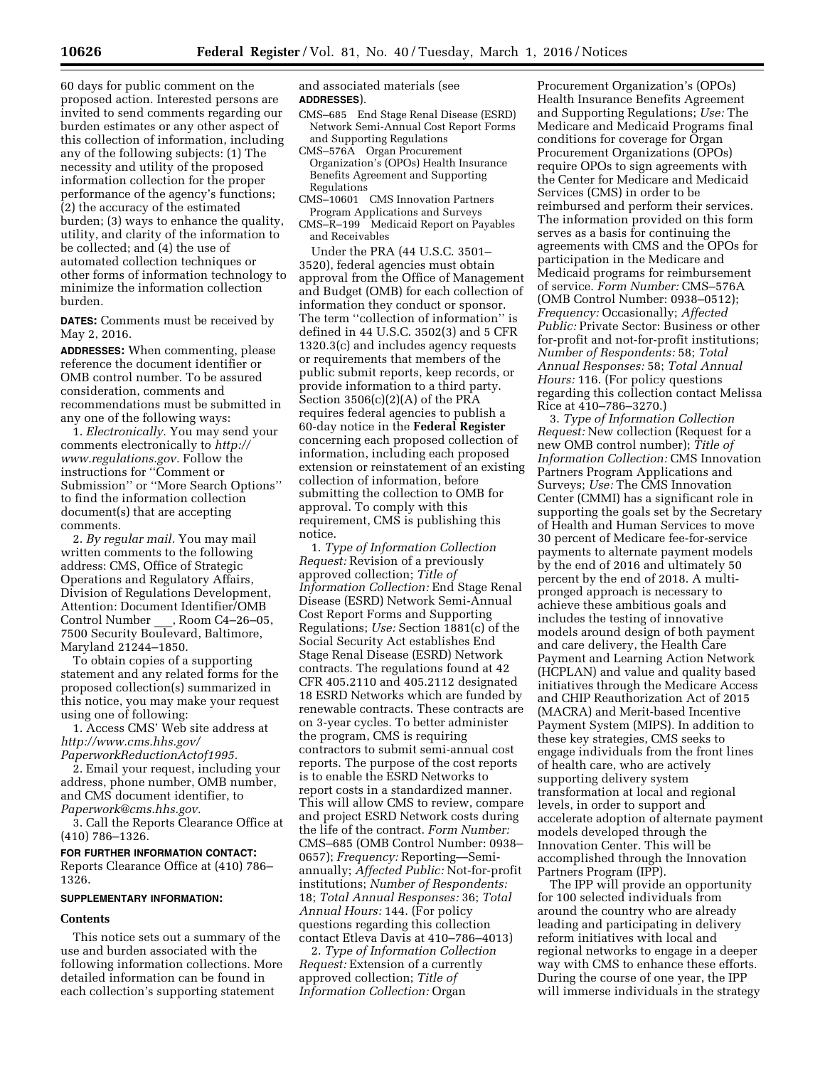60 days for public comment on the proposed action. Interested persons are invited to send comments regarding our burden estimates or any other aspect of this collection of information, including any of the following subjects: (1) The necessity and utility of the proposed information collection for the proper performance of the agency's functions; (2) the accuracy of the estimated burden; (3) ways to enhance the quality, utility, and clarity of the information to be collected; and (4) the use of automated collection techniques or other forms of information technology to minimize the information collection burden.

**DATES:** Comments must be received by May 2, 2016.

**ADDRESSES:** When commenting, please reference the document identifier or OMB control number. To be assured consideration, comments and recommendations must be submitted in any one of the following ways:

1. *Electronically.* You may send your comments electronically to *http://www.regulations.gov.* Follow the instructions for ''Comment or Submission'' or ''More Search Options'' to find the information collection document(s) that are accepting comments.

2. *By regular mail.* You may mail written comments to the following address: CMS, Office of Strategic Operations and Regulatory Affairs, Division of Regulations Development, Attention: Document Identifier/OMB Control Number \_\_\_, Room C4–26–05, 7500 Security Boulevard, Baltimore, Maryland 21244–1850.

To obtain copies of a supporting statement and any related forms for the proposed collection(s) summarized in this notice, you may make your request using one of following:

1. Access CMS' Web site address at *http://www.cms.hhs.gov/PaperworkReductionActof1995.*

2. Email your request, including your address, phone number, OMB number, and CMS document identifier, to *Paperwork@cms.hhs.gov.*

3. Call the Reports Clearance Office at (410) 786–1326.

**FOR FURTHER INFORMATION CONTACT:** Reports Clearance Office at (410) 786–1326.

**SUPPLEMENTARY INFORMATION:**

**Contents**

This notice sets out a summary of the use and burden associated with the following information collections. More detailed information can be found in each collection's supporting statement and associated materials (see **ADDRESSES**).

CMS–685 End Stage Renal Disease (ESRD) Network Semi-Annual Cost Report Forms and Supporting Regulations

CMS–576A Organ Procurement Organization's (OPOs) Health Insurance Benefits Agreement and Supporting Regulations

CMS–10601 CMS Innovation Partners Program Applications and Surveys

CMS–R–199 Medicaid Report on Payables and Receivables

Under the PRA (44 U.S.C. 3501–3520), federal agencies must obtain approval from the Office of Management and Budget (OMB) for each collection of information they conduct or sponsor. The term ''collection of information'' is defined in 44 U.S.C. 3502(3) and 5 CFR 1320.3(c) and includes agency requests or requirements that members of the public submit reports, keep records, or provide information to a third party. Section 3506(c)(2)(A) of the PRA requires federal agencies to publish a 60-day notice in the **Federal Register** concerning each proposed collection of information, including each proposed extension or reinstatement of an existing collection of information, before submitting the collection to OMB for approval. To comply with this requirement, CMS is publishing this notice.

1. *Type of Information Collection Request:* Revision of a previously approved collection; *Title of Information Collection:* End Stage Renal Disease (ESRD) Network Semi-Annual Cost Report Forms and Supporting Regulations; *Use:* Section 1881(c) of the Social Security Act establishes End Stage Renal Disease (ESRD) Network contracts. The regulations found at 42 CFR 405.2110 and 405.2112 designated 18 ESRD Networks which are funded by renewable contracts. These contracts are on 3-year cycles. To better administer the program, CMS is requiring contractors to submit semi-annual cost reports. The purpose of the cost reports is to enable the ESRD Networks to report costs in a standardized manner. This will allow CMS to review, compare and project ESRD Network costs during the life of the contract. *Form Number:* CMS–685 (OMB Control Number: 0938–0657); *Frequency:* Reporting—Semi-annually; *Affected Public:* Not-for-profit institutions; *Number of Respondents:* 18; *Total Annual Responses:* 36; *Total Annual Hours:* 144. (For policy questions regarding this collection contact Etleva Davis at 410–786–4013)

2. *Type of Information Collection Request:* Extension of a currently approved collection; *Title of Information Collection:* Organ Procurement Organization's (OPOs) Health Insurance Benefits Agreement and Supporting Regulations; *Use:* The Medicare and Medicaid Programs final conditions for coverage for Organ Procurement Organizations (OPOs) require OPOs to sign agreements with the Center for Medicare and Medicaid Services (CMS) in order to be reimbursed and perform their services. The information provided on this form serves as a basis for continuing the agreements with CMS and the OPOs for participation in the Medicare and Medicaid programs for reimbursement of service. *Form Number:* CMS–576A (OMB Control Number: 0938–0512); *Frequency:* Occasionally; *Affected Public:* Private Sector: Business or other for-profit and not-for-profit institutions; *Number of Respondents:* 58; *Total Annual Responses:* 58; *Total Annual Hours:* 116. (For policy questions regarding this collection contact Melissa Rice at 410–786–3270.)

3. *Type of Information Collection Request:* New collection (Request for a new OMB control number); *Title of Information Collection:* CMS Innovation Partners Program Applications and Surveys; *Use:* The CMS Innovation Center (CMMI) has a significant role in supporting the goals set by the Secretary of Health and Human Services to move 30 percent of Medicare fee-for-service payments to alternate payment models by the end of 2016 and ultimately 50 percent by the end of 2018. A multi-pronged approach is necessary to achieve these ambitious goals and includes the testing of innovative models around design of both payment and care delivery, the Health Care Payment and Learning Action Network (HCPLAN) and value and quality based initiatives through the Medicare Access and CHIP Reauthorization Act of 2015 (MACRA) and Merit-based Incentive Payment System (MIPS). In addition to these key strategies, CMS seeks to engage individuals from the front lines of health care, who are actively supporting delivery system transformation at local and regional levels, in order to support and accelerate adoption of alternate payment models developed through the Innovation Center. This will be accomplished through the Innovation Partners Program (IPP).

The IPP will provide an opportunity for 100 selected individuals from around the country who are already leading and participating in delivery reform initiatives with local and regional networks to engage in a deeper way with CMS to enhance these efforts. During the course of one year, the IPP will immerse individuals in the strategy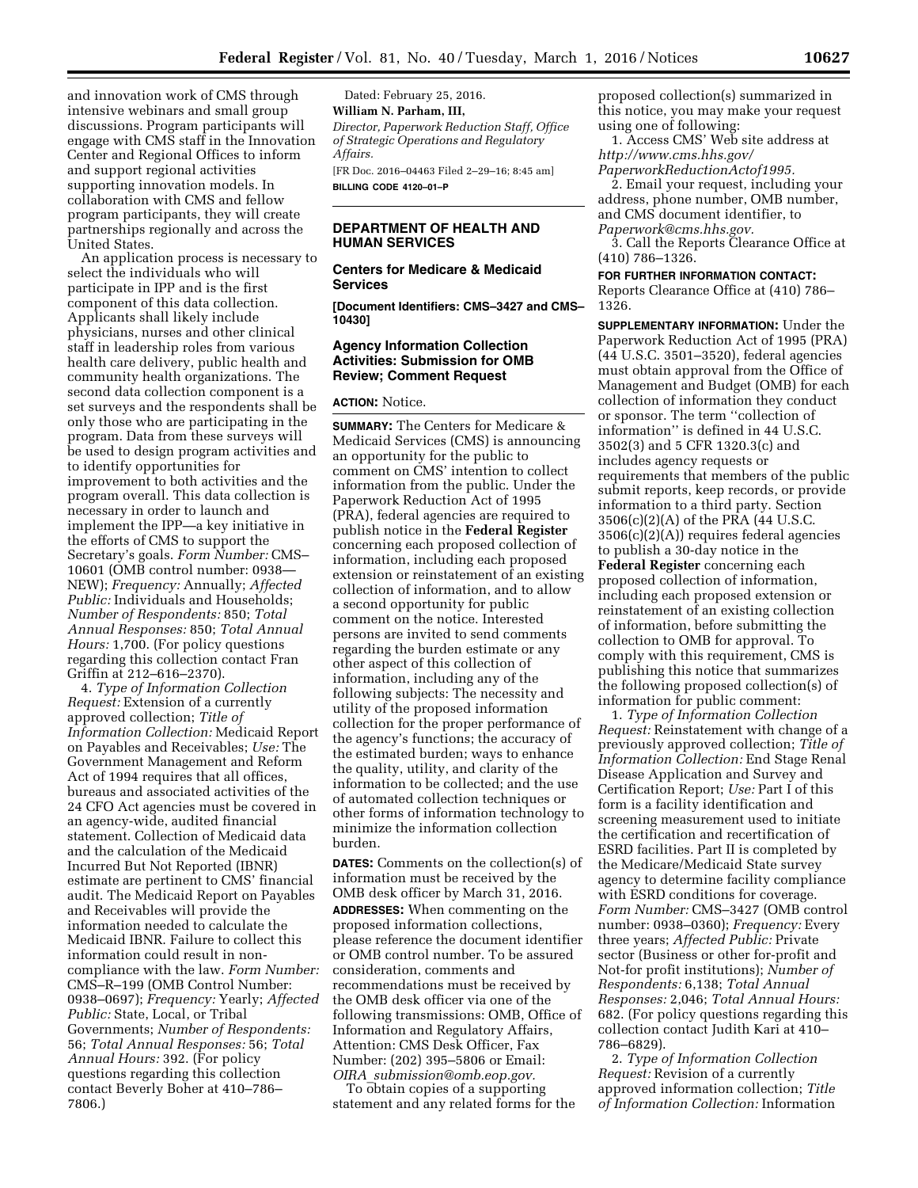and innovation work of CMS through intensive webinars and small group discussions. Program participants will engage with CMS staff in the Innovation Center and Regional Offices to inform and support regional activities supporting innovation models. In collaboration with CMS and fellow program participants, they will create partnerships regionally and across the United States.

An application process is necessary to select the individuals who will participate in IPP and is the first component of this data collection. Applicants shall likely include physicians, nurses and other clinical staff in leadership roles from various health care delivery, public health and community health organizations. The second data collection component is a set surveys and the respondents shall be only those who are participating in the program. Data from these surveys will be used to design program activities and to identify opportunities for improvement to both activities and the program overall. This data collection is necessary in order to launch and implement the IPP—a key initiative in the efforts of CMS to support the Secretary's goals. *Form Number:* CMS–10601 (OMB control number: 0938—NEW); *Frequency:* Annually; *Affected Public:* Individuals and Households; *Number of Respondents:* 850; *Total Annual Responses:* 850; *Total Annual Hours:* 1,700. (For policy questions regarding this collection contact Fran Griffin at 212–616–2370).

4. *Type of Information Collection Request:* Extension of a currently approved collection; *Title of Information Collection:* Medicaid Report on Payables and Receivables; *Use:* The Government Management and Reform Act of 1994 requires that all offices, bureaus and associated activities of the 24 CFO Act agencies must be covered in an agency-wide, audited financial statement. Collection of Medicaid data and the calculation of the Medicaid Incurred But Not Reported (IBNR) estimate are pertinent to CMS' financial audit. The Medicaid Report on Payables and Receivables will provide the information needed to calculate the Medicaid IBNR. Failure to collect this information could result in non-compliance with the law. *Form Number:* CMS–R–199 (OMB Control Number: 0938–0697); *Frequency:* Yearly; *Affected Public:* State, Local, or Tribal Governments; *Number of Respondents:* 56; *Total Annual Responses:* 56; *Total Annual Hours:* 392. (For policy questions regarding this collection contact Beverly Boher at 410–786–7806.)

Dated: February 25, 2016.

**William N. Parham, III,**

*Director, Paperwork Reduction Staff, Office of Strategic Operations and Regulatory Affairs.*

[FR Doc. 2016–04463 Filed 2–29–16; 8:45 am]

**BILLING CODE 4120–01–P**

---

## DEPARTMENT OF HEALTH AND HUMAN SERVICES

### Centers for Medicare & Medicaid Services

**[Document Identifiers: CMS–3427 and CMS–10430]**

### Agency Information Collection Activities: Submission for OMB Review; Comment Request

**ACTION:** Notice.

**SUMMARY:** The Centers for Medicare & Medicaid Services (CMS) is announcing an opportunity for the public to comment on CMS' intention to collect information from the public. Under the Paperwork Reduction Act of 1995 (PRA), federal agencies are required to publish notice in the **Federal Register** concerning each proposed collection of information, including each proposed extension or reinstatement of an existing collection of information, and to allow a second opportunity for public comment on the notice. Interested persons are invited to send comments regarding the burden estimate or any other aspect of this collection of information, including any of the following subjects: The necessity and utility of the proposed information collection for the proper performance of the agency's functions; the accuracy of the estimated burden; ways to enhance the quality, utility, and clarity of the information to be collected; and the use of automated collection techniques or other forms of information technology to minimize the information collection burden.

**DATES:** Comments on the collection(s) of information must be received by the OMB desk officer by March 31, 2016.

**ADDRESSES:** When commenting on the proposed information collections, please reference the document identifier or OMB control number. To be assured consideration, comments and recommendations must be received by the OMB desk officer via one of the following transmissions: OMB, Office of Information and Regulatory Affairs, Attention: CMS Desk Officer, Fax Number: (202) 395–5806 or Email: *OIRA_submission@omb.eop.gov.*

To obtain copies of a supporting statement and any related forms for the proposed collection(s) summarized in this notice, you may make your request using one of following:

1. Access CMS' Web site address at *http://www.cms.hhs.gov/PaperworkReductionActof1995.*

2. Email your request, including your address, phone number, OMB number, and CMS document identifier, to *Paperwork@cms.hhs.gov.*

3. Call the Reports Clearance Office at (410) 786–1326.

**FOR FURTHER INFORMATION CONTACT:** Reports Clearance Office at (410) 786–1326.

**SUPPLEMENTARY INFORMATION:** Under the Paperwork Reduction Act of 1995 (PRA) (44 U.S.C. 3501–3520), federal agencies must obtain approval from the Office of Management and Budget (OMB) for each collection of information they conduct or sponsor. The term "collection of information" is defined in 44 U.S.C. 3502(3) and 5 CFR 1320.3(c) and includes agency requests or requirements that members of the public submit reports, keep records, or provide information to a third party. Section 3506(c)(2)(A) of the PRA (44 U.S.C. 3506(c)(2)(A)) requires federal agencies to publish a 30-day notice in the **Federal Register** concerning each proposed collection of information, including each proposed extension or reinstatement of an existing collection of information, before submitting the collection to OMB for approval. To comply with this requirement, CMS is publishing this notice that summarizes the following proposed collection(s) of information for public comment:

1. *Type of Information Collection Request:* Reinstatement with change of a previously approved collection; *Title of Information Collection:* End Stage Renal Disease Application and Survey and Certification Report; *Use:* Part I of this form is a facility identification and screening measurement used to initiate the certification and recertification of ESRD facilities. Part II is completed by the Medicare/Medicaid State survey agency to determine facility compliance with ESRD conditions for coverage. *Form Number:* CMS–3427 (OMB control number: 0938–0360); *Frequency:* Every three years; *Affected Public:* Private sector (Business or other for-profit and Not-for profit institutions); *Number of Respondents:* 6,138; *Total Annual Responses:* 2,046; *Total Annual Hours:* 682. (For policy questions regarding this collection contact Judith Kari at 410–786–6829).

2. *Type of Information Collection Request:* Revision of a currently approved information collection; *Title of Information Collection:* Information